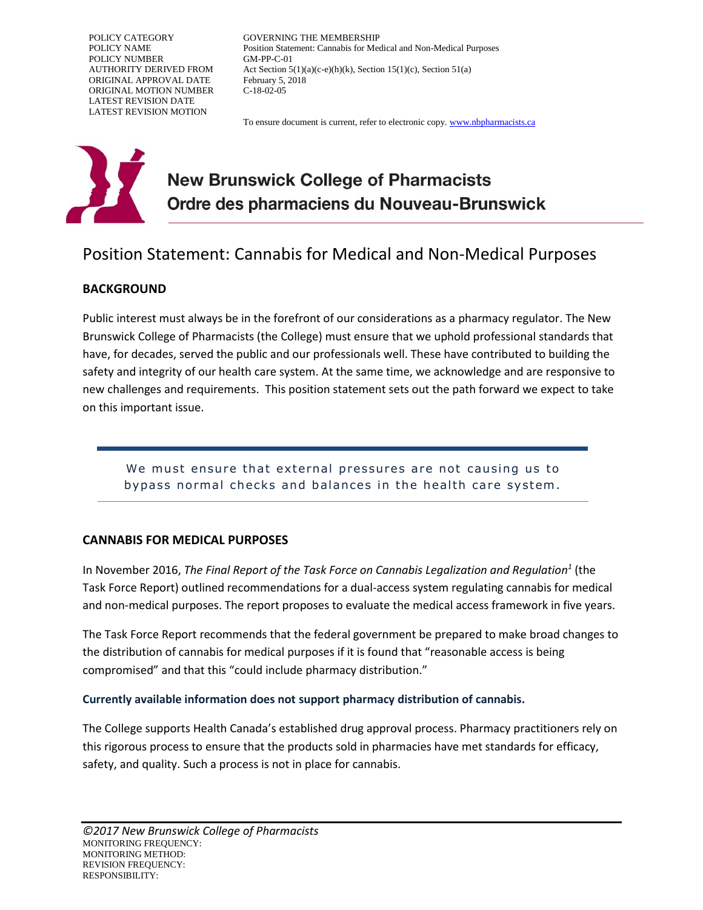| | |
|---|---|
| POLICY CATEGORY | GOVERNING THE MEMBERSHIP |
| POLICY NAME | Position Statement: Cannabis for Medical and Non-Medical Purposes |
| POLICY NUMBER | GM-PP-C-01 |
| AUTHORITY DERIVED FROM | Act Section 5(1)(a)(c-e)(h)(k), Section 15(1)(c), Section 51(a) |
| ORIGINAL APPROVAL DATE | February 5, 2018 |
| ORIGINAL MOTION NUMBER | C-18-02-05 |
| LATEST REVISION DATE | |
| LATEST REVISION MOTION | |

To ensure document is current, refer to electronic copy. www.nbpharmacists.ca

**New Brunswick College of Pharmacists**
**Ordre des pharmaciens du Nouveau-Brunswick**

# Position Statement: Cannabis for Medical and Non-Medical Purposes

## BACKGROUND

Public interest must always be in the forefront of our considerations as a pharmacy regulator. The New Brunswick College of Pharmacists (the College) must ensure that we uphold professional standards that have, for decades, served the public and our professionals well. These have contributed to building the safety and integrity of our health care system. At the same time, we acknowledge and are responsive to new challenges and requirements. This position statement sets out the path forward we expect to take on this important issue.

> We must ensure that external pressures are not causing us to bypass normal checks and balances in the health care system.

## CANNABIS FOR MEDICAL PURPOSES

In November 2016, *The Final Report of the Task Force on Cannabis Legalization and Regulation*[1] (the Task Force Report) outlined recommendations for a dual-access system regulating cannabis for medical and non-medical purposes. The report proposes to evaluate the medical access framework in five years.

The Task Force Report recommends that the federal government be prepared to make broad changes to the distribution of cannabis for medical purposes if it is found that "reasonable access is being compromised" and that this "could include pharmacy distribution."

**Currently available information does not support pharmacy distribution of cannabis.**

The College supports Health Canada's established drug approval process. Pharmacy practitioners rely on this rigorous process to ensure that the products sold in pharmacies have met standards for efficacy, safety, and quality. Such a process is not in place for cannabis.

*©2017 New Brunswick College of Pharmacists*
MONITORING FREQUENCY:
MONITORING METHOD:
REVISION FREQUENCY:
RESPONSIBILITY: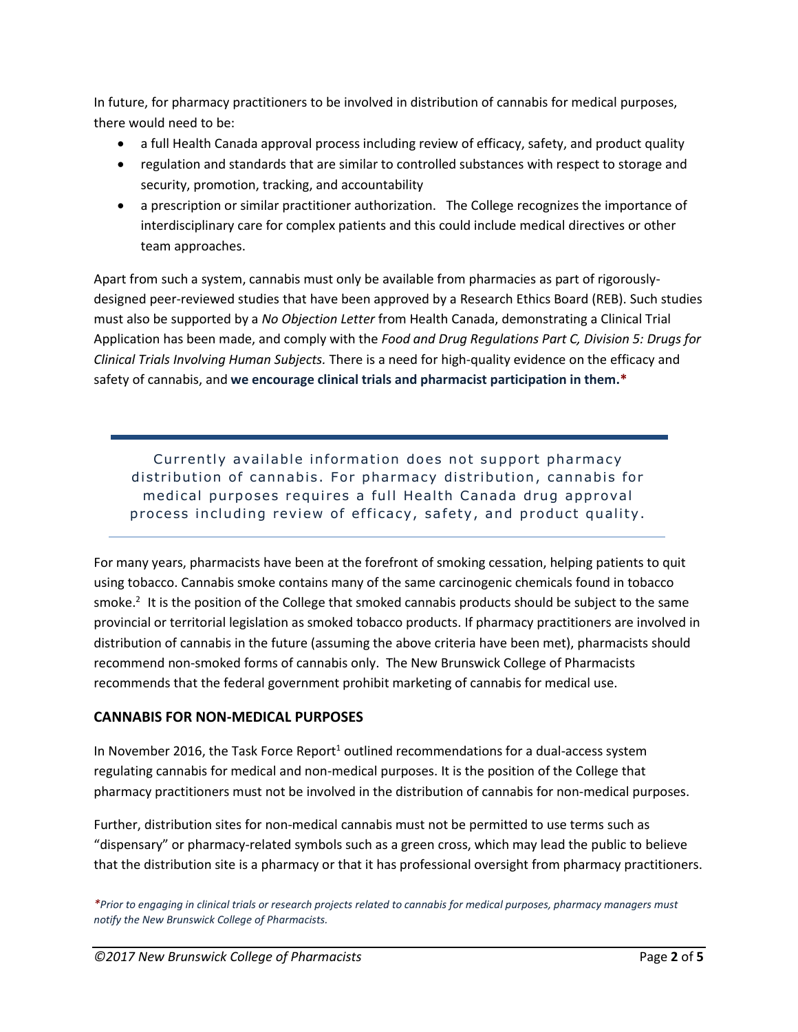In future, for pharmacy practitioners to be involved in distribution of cannabis for medical purposes, there would need to be:

- a full Health Canada approval process including review of efficacy, safety, and product quality
- regulation and standards that are similar to controlled substances with respect to storage and security, promotion, tracking, and accountability
- a prescription or similar practitioner authorization. The College recognizes the importance of interdisciplinary care for complex patients and this could include medical directives or other team approaches.

Apart from such a system, cannabis must only be available from pharmacies as part of rigorously-designed peer-reviewed studies that have been approved by a Research Ethics Board (REB). Such studies must also be supported by a *No Objection Letter* from Health Canada, demonstrating a Clinical Trial Application has been made, and comply with the *Food and Drug Regulations Part C, Division 5: Drugs for Clinical Trials Involving Human Subjects.* There is a need for high-quality evidence on the efficacy and safety of cannabis, and **we encourage clinical trials and pharmacist participation in them.***

---

> Currently available information does not support pharmacy distribution of cannabis. For pharmacy distribution, cannabis for medical purposes requires a full Health Canada drug approval process including review of efficacy, safety, and product quality.

---

For many years, pharmacists have been at the forefront of smoking cessation, helping patients to quit using tobacco. Cannabis smoke contains many of the same carcinogenic chemicals found in tobacco smoke.[2] It is the position of the College that smoked cannabis products should be subject to the same provincial or territorial legislation as smoked tobacco products. If pharmacy practitioners are involved in distribution of cannabis in the future (assuming the above criteria have been met), pharmacists should recommend non-smoked forms of cannabis only. The New Brunswick College of Pharmacists recommends that the federal government prohibit marketing of cannabis for medical use.

## CANNABIS FOR NON-MEDICAL PURPOSES

In November 2016, the Task Force Report[1] outlined recommendations for a dual-access system regulating cannabis for medical and non-medical purposes. It is the position of the College that pharmacy practitioners must not be involved in the distribution of cannabis for non-medical purposes.

Further, distribution sites for non-medical cannabis must not be permitted to use terms such as "dispensary" or pharmacy-related symbols such as a green cross, which may lead the public to believe that the distribution site is a pharmacy or that it has professional oversight from pharmacy practitioners.

**Prior to engaging in clinical trials or research projects related to cannabis for medical purposes, pharmacy managers must notify the New Brunswick College of Pharmacists.*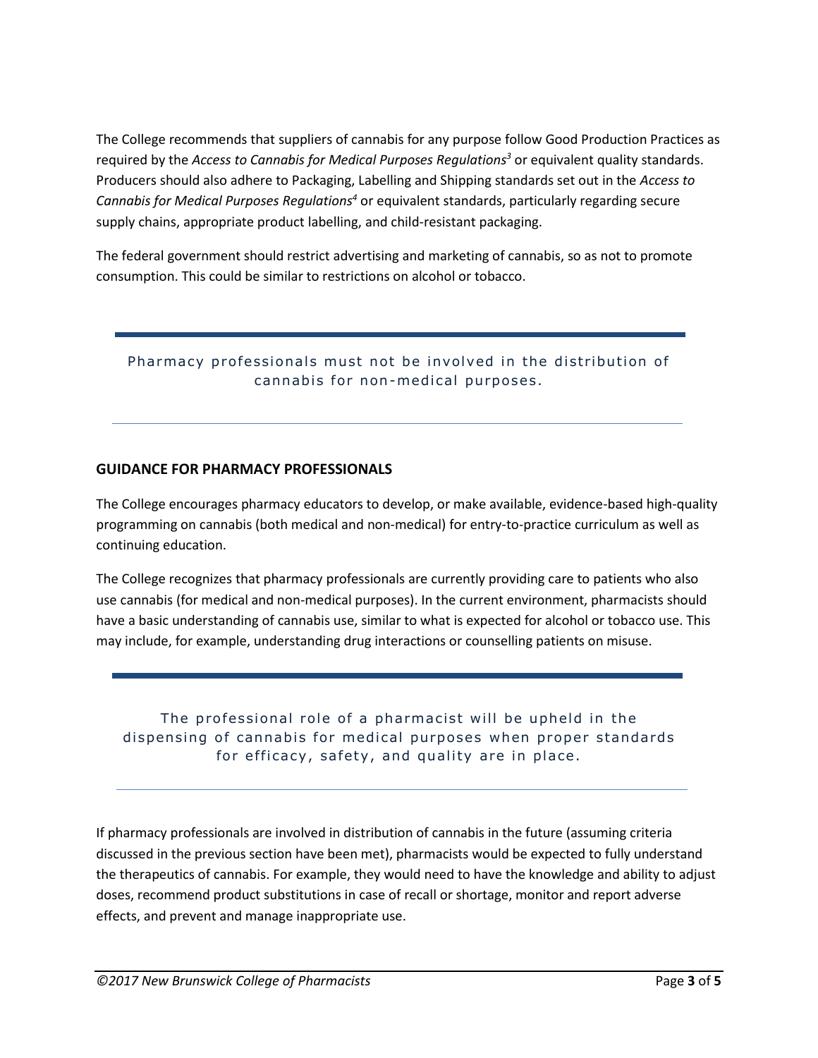The College recommends that suppliers of cannabis for any purpose follow Good Production Practices as required by the *Access to Cannabis for Medical Purposes Regulations*[3] or equivalent quality standards. Producers should also adhere to Packaging, Labelling and Shipping standards set out in the *Access to Cannabis for Medical Purposes Regulations*[4] or equivalent standards, particularly regarding secure supply chains, appropriate product labelling, and child-resistant packaging.

The federal government should restrict advertising and marketing of cannabis, so as not to promote consumption. This could be similar to restrictions on alcohol or tobacco.

> Pharmacy professionals must not be involved in the distribution of cannabis for non-medical purposes.

## GUIDANCE FOR PHARMACY PROFESSIONALS

The College encourages pharmacy educators to develop, or make available, evidence-based high-quality programming on cannabis (both medical and non-medical) for entry-to-practice curriculum as well as continuing education.

The College recognizes that pharmacy professionals are currently providing care to patients who also use cannabis (for medical and non-medical purposes). In the current environment, pharmacists should have a basic understanding of cannabis use, similar to what is expected for alcohol or tobacco use. This may include, for example, understanding drug interactions or counselling patients on misuse.

> The professional role of a pharmacist will be upheld in the dispensing of cannabis for medical purposes when proper standards for efficacy, safety, and quality are in place.

If pharmacy professionals are involved in distribution of cannabis in the future (assuming criteria discussed in the previous section have been met), pharmacists would be expected to fully understand the therapeutics of cannabis. For example, they would need to have the knowledge and ability to adjust doses, recommend product substitutions in case of recall or shortage, monitor and report adverse effects, and prevent and manage inappropriate use.

*©2017 New Brunswick College of Pharmacists*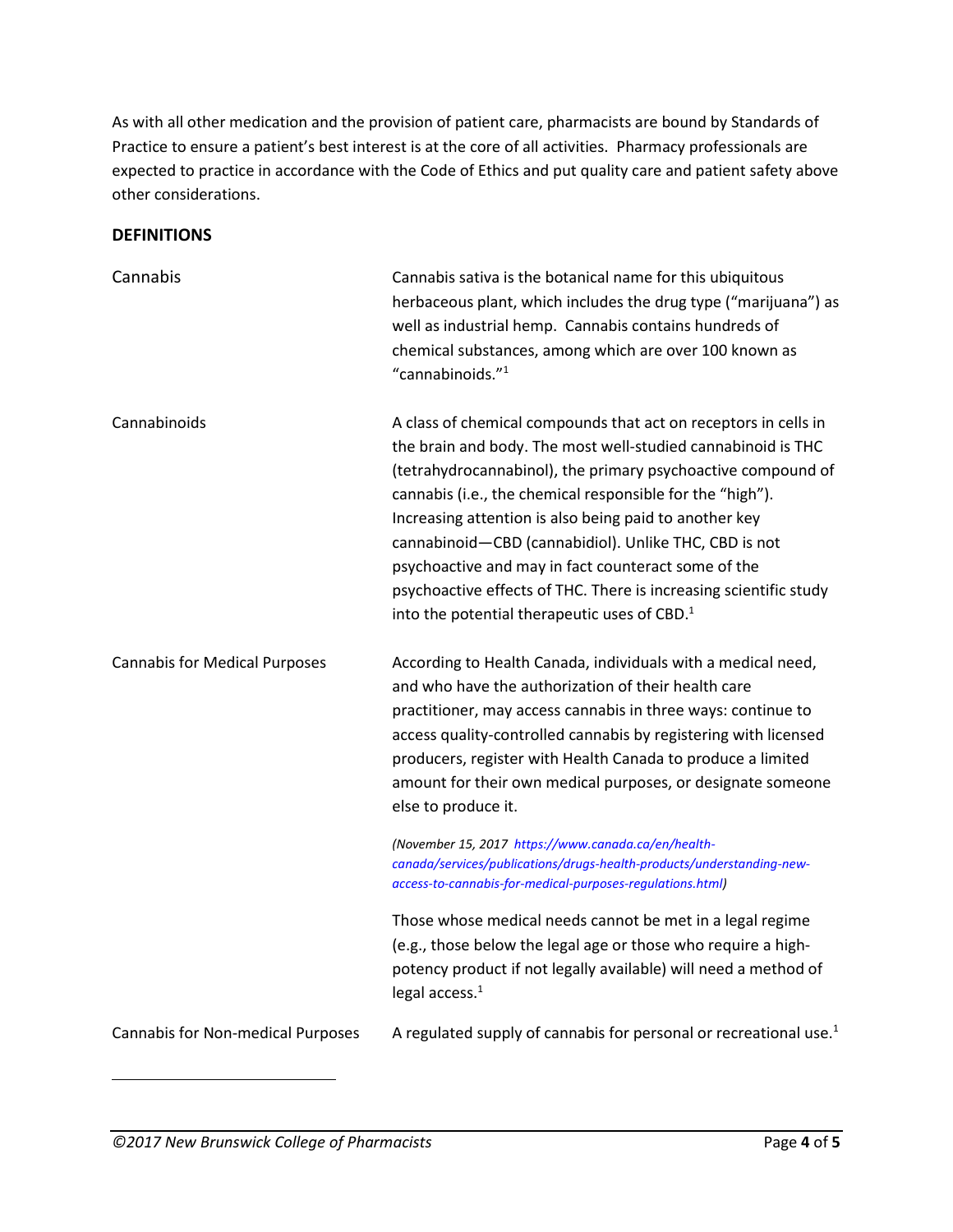As with all other medication and the provision of patient care, pharmacists are bound by Standards of Practice to ensure a patient's best interest is at the core of all activities. Pharmacy professionals are expected to practice in accordance with the Code of Ethics and put quality care and patient safety above other considerations.

## DEFINITIONS

| | |
|---|---|
| Cannabis | Cannabis sativa is the botanical name for this ubiquitous herbaceous plant, which includes the drug type ("marijuana") as well as industrial hemp. Cannabis contains hundreds of chemical substances, among which are over 100 known as "cannabinoids."[1] |
| Cannabinoids | A class of chemical compounds that act on receptors in cells in the brain and body. The most well-studied cannabinoid is THC (tetrahydrocannabinol), the primary psychoactive compound of cannabis (i.e., the chemical responsible for the "high"). Increasing attention is also being paid to another key cannabinoid—CBD (cannabidiol). Unlike THC, CBD is not psychoactive and may in fact counteract some of the psychoactive effects of THC. There is increasing scientific study into the potential therapeutic uses of CBD.[1] |
| Cannabis for Medical Purposes | According to Health Canada, individuals with a medical need, and who have the authorization of their health care practitioner, may access cannabis in three ways: continue to access quality-controlled cannabis by registering with licensed producers, register with Health Canada to produce a limited amount for their own medical purposes, or designate someone else to produce it. *(November 15, 2017 https://www.canada.ca/en/health-canada/services/publications/drugs-health-products/understanding-new-access-to-cannabis-for-medical-purposes-regulations.html)* Those whose medical needs cannot be met in a legal regime (e.g., those below the legal age or those who require a high-potency product if not legally available) will need a method of legal access.[1] |
| Cannabis for Non-medical Purposes | A regulated supply of cannabis for personal or recreational use.[1] |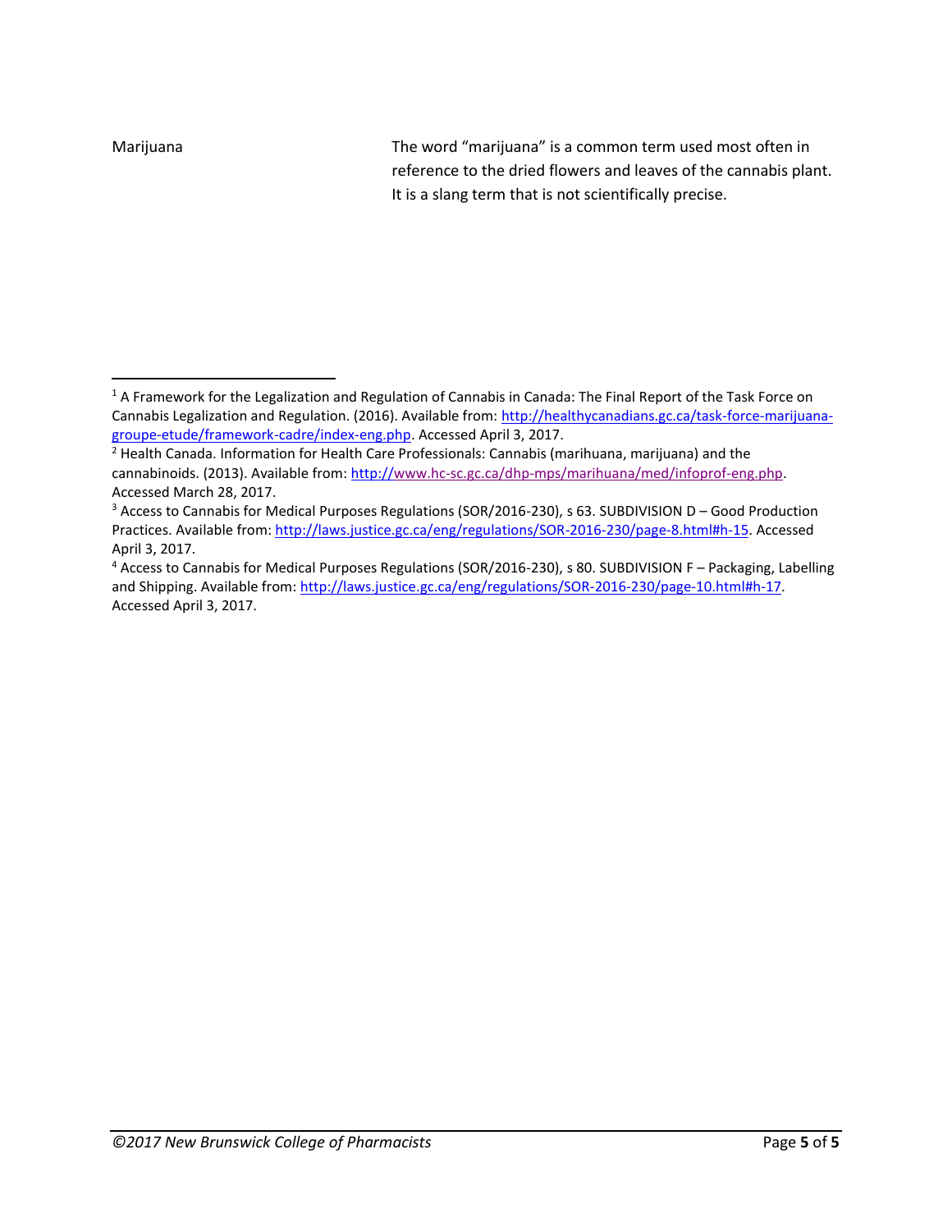| | |
|---|---|
| Marijuana | The word “marijuana” is a common term used most often in reference to the dried flowers and leaves of the cannabis plant. It is a slang term that is not scientifically precise. |

---

[1] A Framework for the Legalization and Regulation of Cannabis in Canada: The Final Report of the Task Force on Cannabis Legalization and Regulation. (2016). Available from: http://healthycanadians.gc.ca/task-force-marijuana-groupe-etude/framework-cadre/index-eng.php. Accessed April 3, 2017.

[2] Health Canada. Information for Health Care Professionals: Cannabis (marihuana, marijuana) and the cannabinoids. (2013). Available from: http://www.hc-sc.gc.ca/dhp-mps/marihuana/med/infoprof-eng.php. Accessed March 28, 2017.

[3] Access to Cannabis for Medical Purposes Regulations (SOR/2016-230), s 63. SUBDIVISION D – Good Production Practices. Available from: http://laws.justice.gc.ca/eng/regulations/SOR-2016-230/page-8.html#h-15. Accessed April 3, 2017.

[4] Access to Cannabis for Medical Purposes Regulations (SOR/2016-230), s 80. SUBDIVISION F – Packaging, Labelling and Shipping. Available from: http://laws.justice.gc.ca/eng/regulations/SOR-2016-230/page-10.html#h-17. Accessed April 3, 2017.